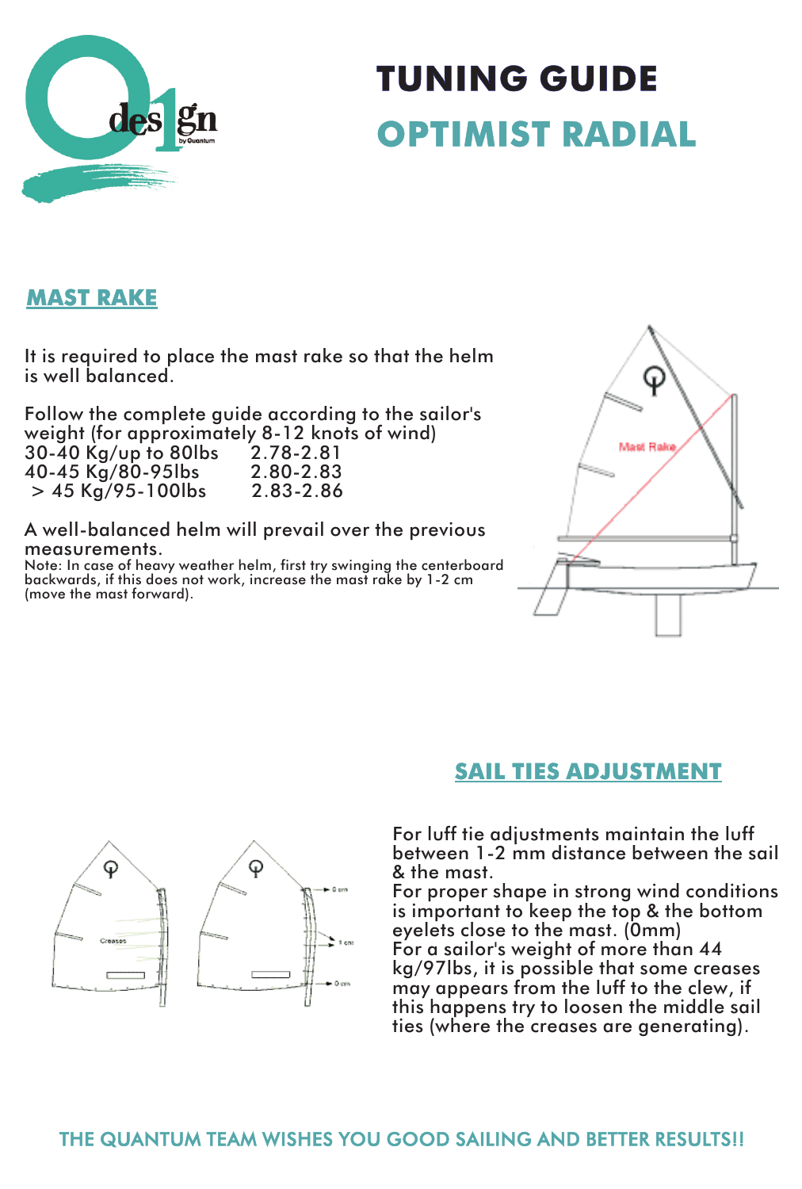# TUNING GUIDE

# OPTIMIST RADIAL

## MAST RAKE

It is required to place the mast rake so that the helm is well balanced.

Follow the complete guide according to the sailor's weight (for approximately 8-12 knots of wind)

| | |
|---|---|
| 30-40 Kg/up to 80lbs | 2.78-2.81 |
| 40-45 Kg/80-95lbs | 2.80-2.83 |
| > 45 Kg/95-100lbs | 2.83-2.86 |

A well-balanced helm will prevail over the previous measurements.

Note: In case of heavy weather helm, first try swinging the centerboard backwards, if this does not work, increase the mast rake by 1-2 cm (move the mast forward).

## SAIL TIES ADJUSTMENT

For luff tie adjustments maintain the luff between 1-2 mm distance between the sail & the mast.

For proper shape in strong wind conditions is important to keep the top & the bottom eyelets close to the mast. (0mm)

For a sailor's weight of more than 44 kg/97lbs, it is possible that some creases may appears from the luff to the clew, if this happens try to loosen the middle sail ties (where the creases are generating).

THE QUANTUM TEAM WISHES YOU GOOD SAILING AND BETTER RESULTS!!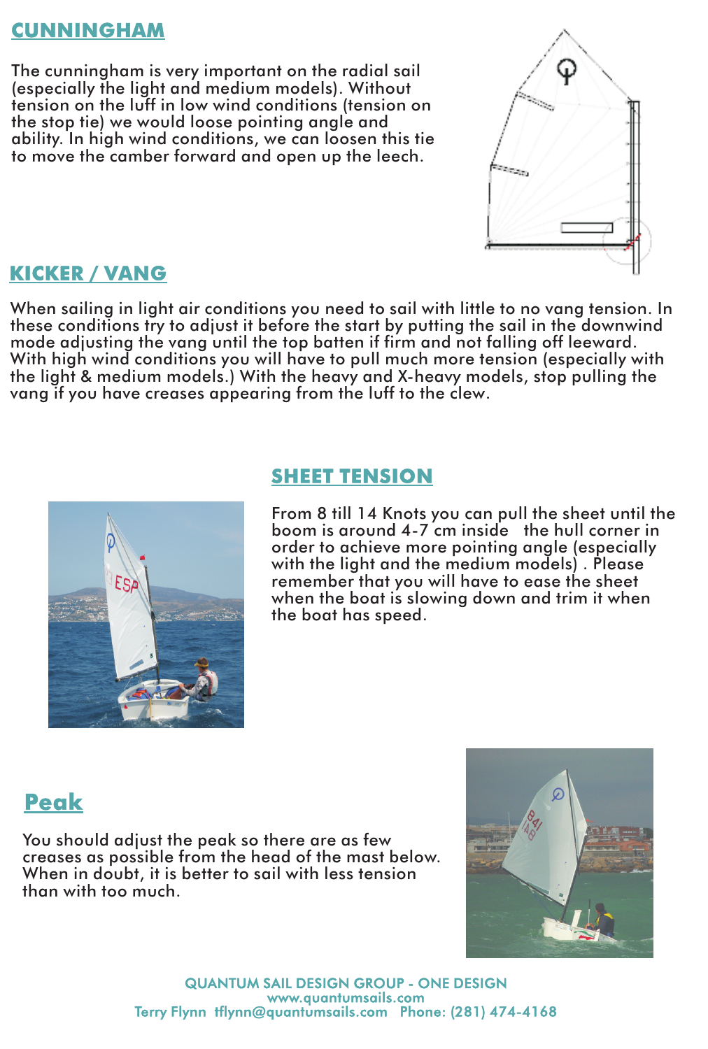## CUNNINGHAM

The cunningham is very important on the radial sail (especially the light and medium models). Without tension on the luff in low wind conditions (tension on the stop tie) we would loose pointing angle and ability. In high wind conditions, we can loosen this tie to move the camber forward and open up the leech.

## KICKER / VANG

When sailing in light air conditions you need to sail with little to no vang tension. In these conditions try to adjust it before the start by putting the sail in the downwind mode adjusting the vang until the top batten if firm and not falling off leeward. With high wind conditions you will have to pull much more tension (especially with the light & medium models.) With the heavy and X-heavy models, stop pulling the vang if you have creases appearing from the luff to the clew.

## SHEET TENSION

From 8 till 14 Knots you can pull the sheet until the boom is around 4-7 cm inside the hull corner in order to achieve more pointing angle (especially with the light and the medium models) . Please remember that you will have to ease the sheet when the boat is slowing down and trim it when the boat has speed.

## Peak

You should adjust the peak so there are as few creases as possible from the head of the mast below. When in doubt, it is better to sail with less tension than with too much.

QUANTUM SAIL DESIGN GROUP - ONE DESIGN
www.quantumsails.com
Terry Flynn tflynn@quantumsails.com Phone: (281) 474-4168